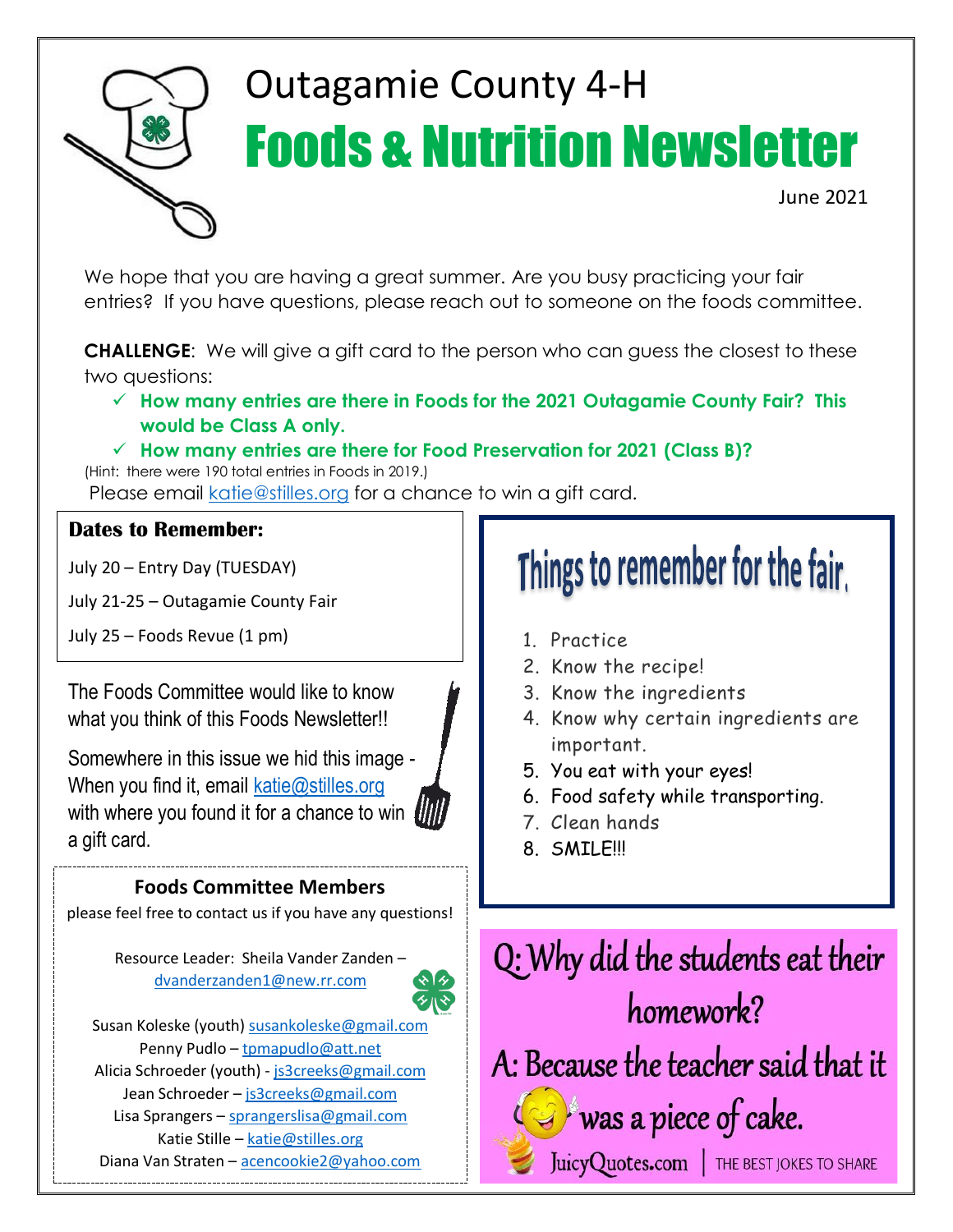# Outagamie County 4-H

# Foods & Nutrition Newsletter

June 2021

We hope that you are having a great summer. Are you busy practicing your fair entries? If you have questions, please reach out to someone on the foods committee.

**CHALLENGE**: We will give a gift card to the person who can guess the closest to these two questions:

- ✓ **How many entries are there in Foods for the 2021 Outagamie County Fair? This would be Class A only.**
- ✓ **How many entries are there for Food Preservation for 2021 (Class B)?**

(Hint: there were 190 total entries in Foods in 2019.)

Please email katie@stilles.org for a chance to win a gift card.

## Dates to Remember:

July 20 – Entry Day (TUESDAY)

July 21-25 – Outagamie County Fair

July 25 – Foods Revue (1 pm)

The Foods Committee would like to know what you think of this Foods Newsletter!!

Somewhere in this issue we hid this image - When you find it, email katie@stilles.org with where you found it for a chance to win a gift card.

## Foods Committee Members

please feel free to contact us if you have any questions!

Resource Leader: Sheila Vander Zanden – dvanderzanden1@new.rr.com

Susan Koleske (youth) susankoleske@gmail.com
Penny Pudlo – tpmapudlo@att.net
Alicia Schroeder (youth) - js3creeks@gmail.com
Jean Schroeder – js3creeks@gmail.com
Lisa Sprangers – sprangerslisa@gmail.com
Katie Stille – katie@stilles.org
Diana Van Straten – acencookie2@yahoo.com

## Things to remember for the fair.

1. Practice
2. Know the recipe!
3. Know the ingredients
4. Know why certain ingredients are important.
5. You eat with your eyes!
6. Food safety while transporting.
7. Clean hands
8. SMILE!!!

Q: Why did the students eat their homework?

A: Because the teacher said that it was a piece of cake.

JuicyQuotes.com | THE BEST JOKES TO SHARE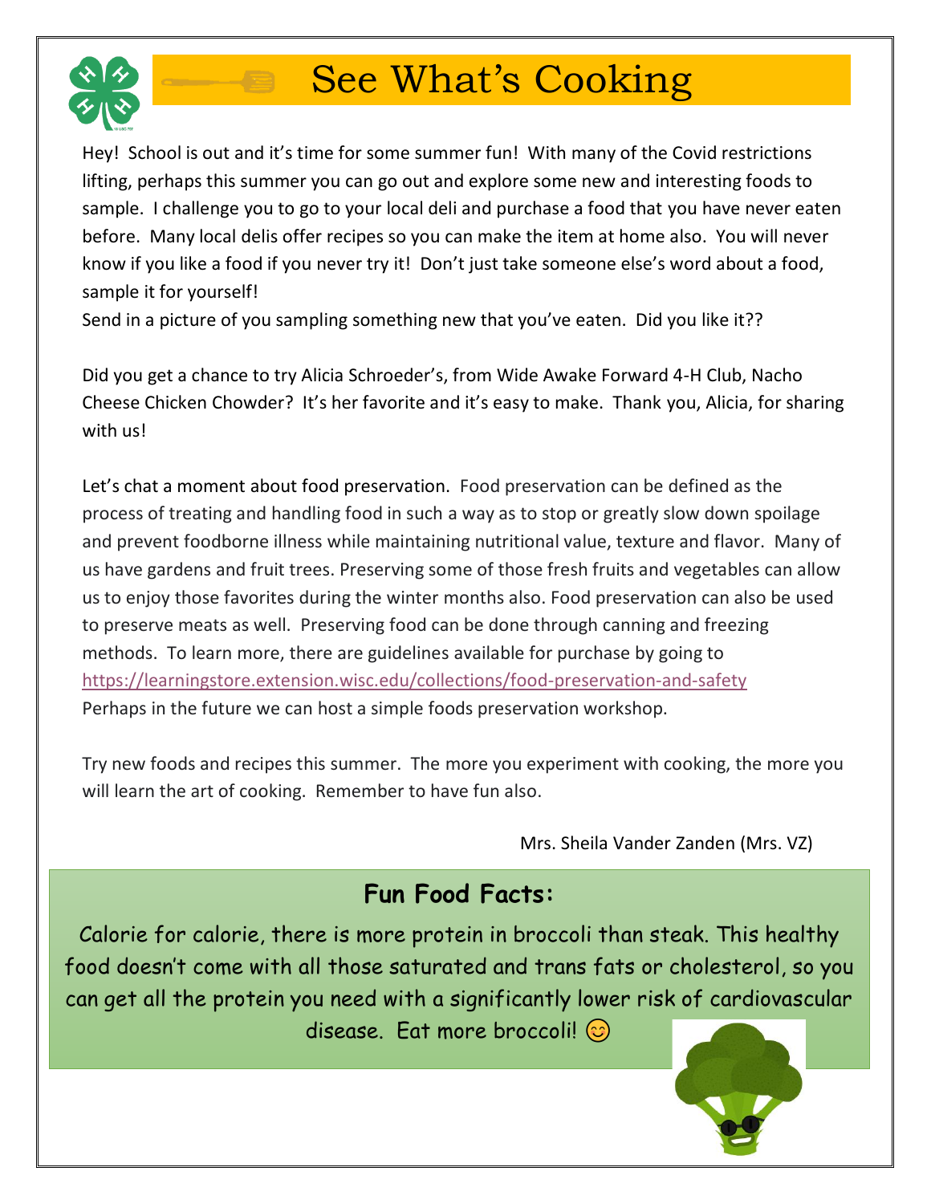# See What's Cooking

Hey! School is out and it's time for some summer fun! With many of the Covid restrictions lifting, perhaps this summer you can go out and explore some new and interesting foods to sample. I challenge you to go to your local deli and purchase a food that you have never eaten before. Many local delis offer recipes so you can make the item at home also. You will never know if you like a food if you never try it! Don't just take someone else's word about a food, sample it for yourself!
Send in a picture of you sampling something new that you've eaten. Did you like it??

Did you get a chance to try Alicia Schroeder's, from Wide Awake Forward 4-H Club, Nacho Cheese Chicken Chowder? It's her favorite and it's easy to make. Thank you, Alicia, for sharing with us!

Let's chat a moment about food preservation. Food preservation can be defined as the process of treating and handling food in such a way as to stop or greatly slow down spoilage and prevent foodborne illness while maintaining nutritional value, texture and flavor. Many of us have gardens and fruit trees. Preserving some of those fresh fruits and vegetables can allow us to enjoy those favorites during the winter months also. Food preservation can also be used to preserve meats as well. Preserving food can be done through canning and freezing methods. To learn more, there are guidelines available for purchase by going to https://learningstore.extension.wisc.edu/collections/food-preservation-and-safety
Perhaps in the future we can host a simple foods preservation workshop.

Try new foods and recipes this summer. The more you experiment with cooking, the more you will learn the art of cooking. Remember to have fun also.

Mrs. Sheila Vander Zanden (Mrs. VZ)

## Fun Food Facts:

Calorie for calorie, there is more protein in broccoli than steak. This healthy food doesn't come with all those saturated and trans fats or cholesterol, so you can get all the protein you need with a significantly lower risk of cardiovascular disease. Eat more broccoli! 😊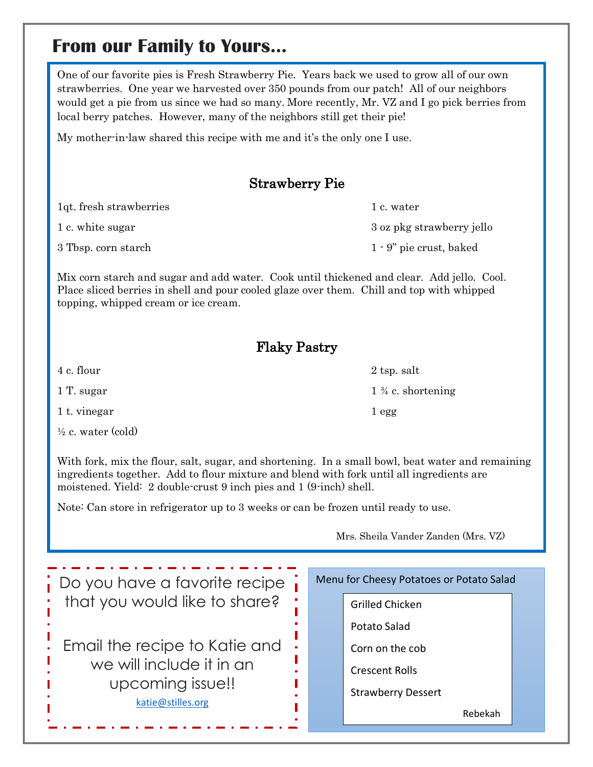# From our Family to Yours...

One of our favorite pies is Fresh Strawberry Pie. Years back we used to grow all of our own strawberries. One year we harvested over 350 pounds from our patch! All of our neighbors would get a pie from us since we had so many. More recently, Mr. VZ and I go pick berries from local berry patches. However, many of the neighbors still get their pie!

My mother-in-law shared this recipe with me and it's the only one I use.

## Strawberry Pie

- 1qt. fresh strawberries
- 1 c. white sugar
- 3 Tbsp. corn starch
- 1 c. water
- 3 oz pkg strawberry jello
- 1 - 9" pie crust, baked

Mix corn starch and sugar and add water. Cook until thickened and clear. Add jello. Cool. Place sliced berries in shell and pour cooled glaze over them. Chill and top with whipped topping, whipped cream or ice cream.

## Flaky Pastry

- 4 c. flour
- 1 T. sugar
- 1 t. vinegar
- ½ c. water (cold)
- 2 tsp. salt
- 1 ¾ c. shortening
- 1 egg

With fork, mix the flour, salt, sugar, and shortening. In a small bowl, beat water and remaining ingredients together. Add to flour mixture and blend with fork until all ingredients are moistened. Yield: 2 double-crust 9 inch pies and 1 (9-inch) shell.

Note: Can store in refrigerator up to 3 weeks or can be frozen until ready to use.

Mrs. Sheila Vander Zanden (Mrs. VZ)

---

Do you have a favorite recipe that you would like to share?

Email the recipe to Katie and we will include it in an upcoming issue!!

katie@stilles.org

---

**Menu for Cheesy Potatoes or Potato Salad**

- Grilled Chicken
- Potato Salad
- Corn on the cob
- Crescent Rolls
- Strawberry Dessert

Rebekah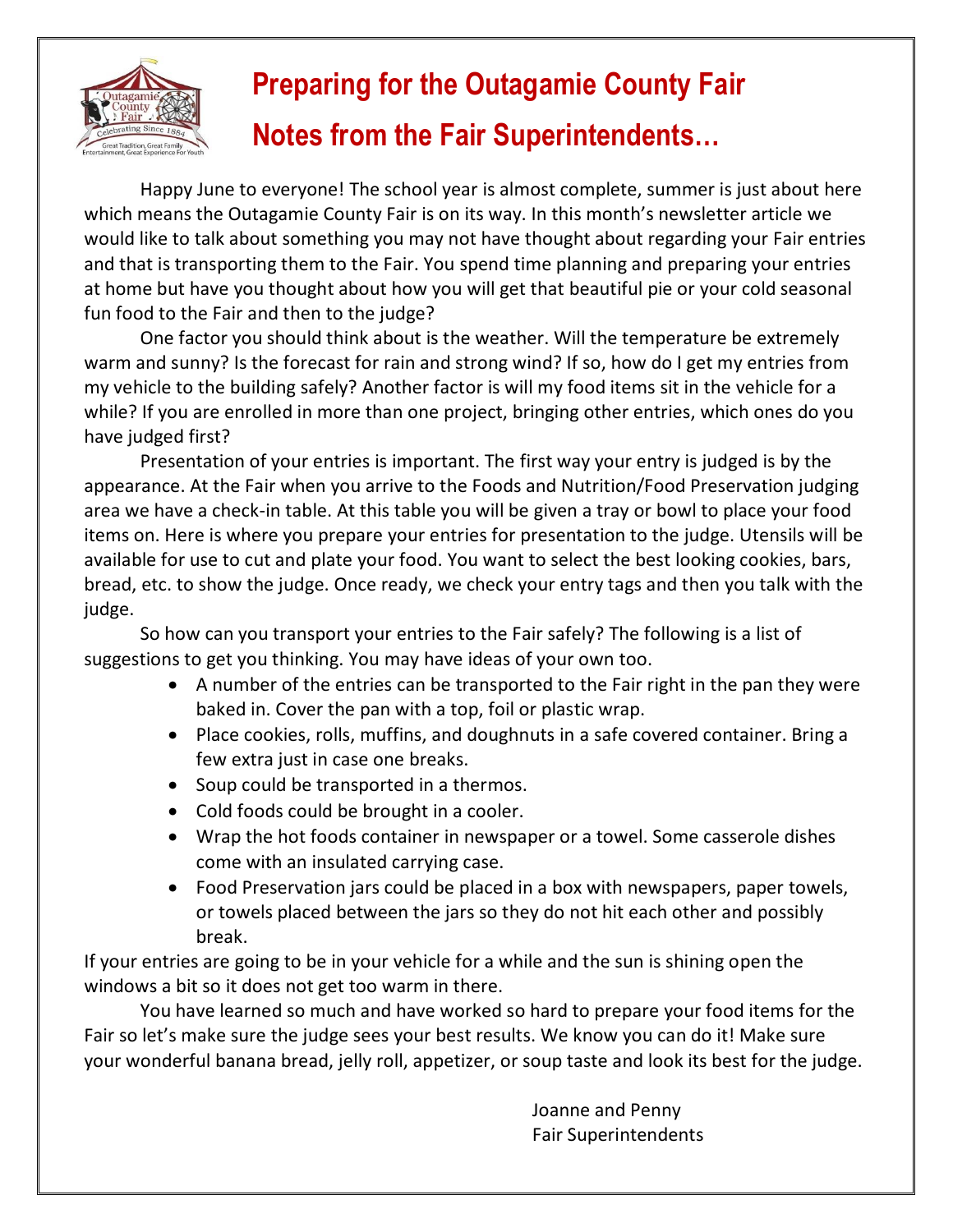# Preparing for the Outagamie County Fair

# Notes from the Fair Superintendents…

Happy June to everyone! The school year is almost complete, summer is just about here which means the Outagamie County Fair is on its way. In this month's newsletter article we would like to talk about something you may not have thought about regarding your Fair entries and that is transporting them to the Fair. You spend time planning and preparing your entries at home but have you thought about how you will get that beautiful pie or your cold seasonal fun food to the Fair and then to the judge?

One factor you should think about is the weather. Will the temperature be extremely warm and sunny? Is the forecast for rain and strong wind? If so, how do I get my entries from my vehicle to the building safely? Another factor is will my food items sit in the vehicle for a while? If you are enrolled in more than one project, bringing other entries, which ones do you have judged first?

Presentation of your entries is important. The first way your entry is judged is by the appearance. At the Fair when you arrive to the Foods and Nutrition/Food Preservation judging area we have a check-in table. At this table you will be given a tray or bowl to place your food items on. Here is where you prepare your entries for presentation to the judge. Utensils will be available for use to cut and plate your food. You want to select the best looking cookies, bars, bread, etc. to show the judge. Once ready, we check your entry tags and then you talk with the judge.

So how can you transport your entries to the Fair safely? The following is a list of suggestions to get you thinking. You may have ideas of your own too.

- A number of the entries can be transported to the Fair right in the pan they were baked in. Cover the pan with a top, foil or plastic wrap.
- Place cookies, rolls, muffins, and doughnuts in a safe covered container. Bring a few extra just in case one breaks.
- Soup could be transported in a thermos.
- Cold foods could be brought in a cooler.
- Wrap the hot foods container in newspaper or a towel. Some casserole dishes come with an insulated carrying case.
- Food Preservation jars could be placed in a box with newspapers, paper towels, or towels placed between the jars so they do not hit each other and possibly break.

If your entries are going to be in your vehicle for a while and the sun is shining open the windows a bit so it does not get too warm in there.

You have learned so much and have worked so hard to prepare your food items for the Fair so let's make sure the judge sees your best results. We know you can do it! Make sure your wonderful banana bread, jelly roll, appetizer, or soup taste and look its best for the judge.

Joanne and Penny
Fair Superintendents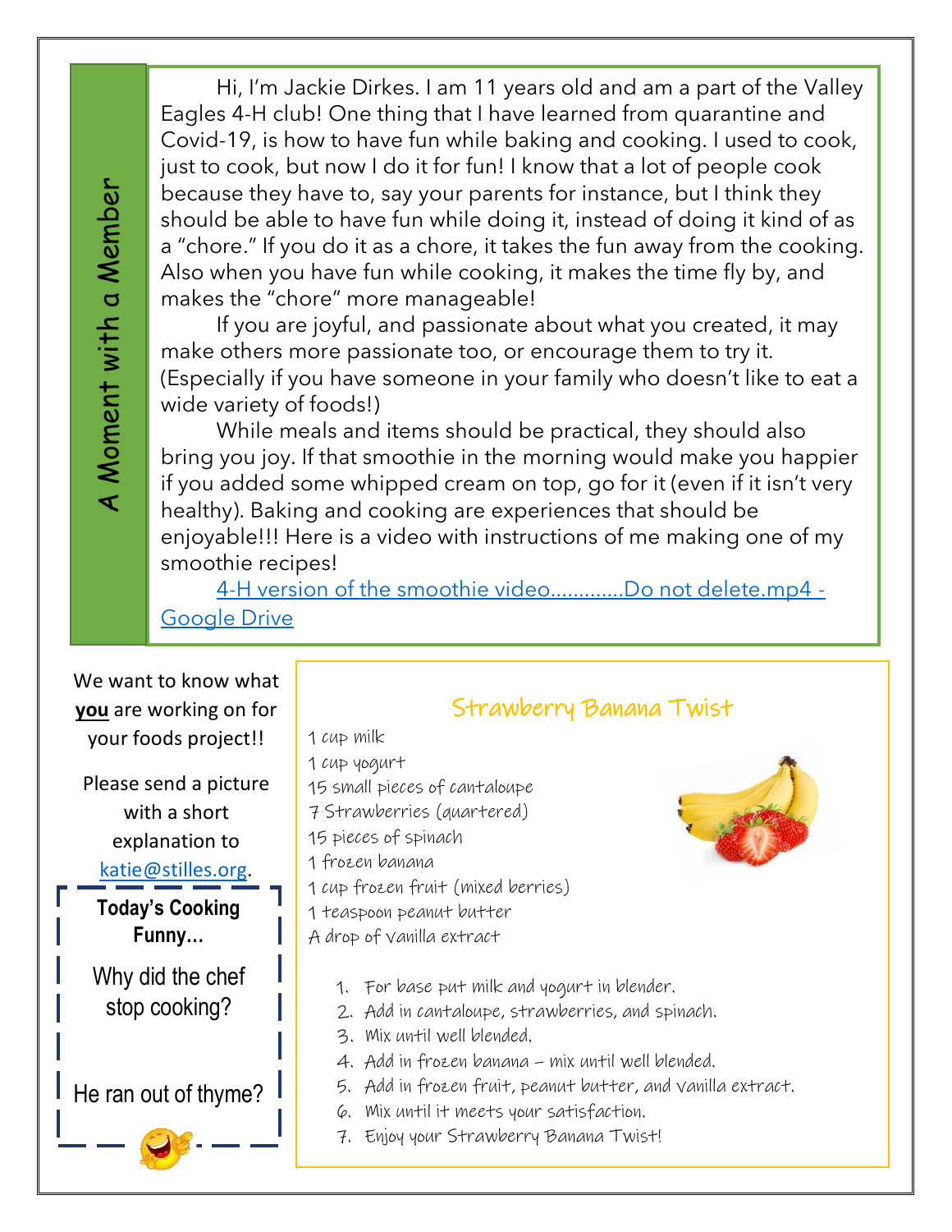## A Moment with a Member

Hi, I'm Jackie Dirkes. I am 11 years old and am a part of the Valley Eagles 4-H club! One thing that I have learned from quarantine and Covid-19, is how to have fun while baking and cooking. I used to cook, just to cook, but now I do it for fun! I know that a lot of people cook because they have to, say your parents for instance, but I think they should be able to have fun while doing it, instead of doing it kind of as a "chore." If you do it as a chore, it takes the fun away from the cooking. Also when you have fun while cooking, it makes the time fly by, and makes the "chore" more manageable!

If you are joyful, and passionate about what you created, it may make others more passionate too, or encourage them to try it. (Especially if you have someone in your family who doesn't like to eat a wide variety of foods!)

While meals and items should be practical, they should also bring you joy. If that smoothie in the morning would make you happier if you added some whipped cream on top, go for it (even if it isn't very healthy). Baking and cooking are experiences that should be enjoyable!!! Here is a video with instructions of me making one of my smoothie recipes!

4-H version of the smoothie video............Do not delete.mp4 - Google Drive

We want to know what **you** are working on for your foods project!!

Please send a picture with a short explanation to katie@stilles.org.

**Today's Cooking Funny…**

Why did the chef stop cooking?

He ran out of thyme?

## Strawberry Banana Twist

1 cup milk
1 cup yogurt
15 small pieces of cantaloupe
7 Strawberries (quartered)
15 pieces of spinach
1 frozen banana
1 cup frozen fruit (mixed berries)
1 teaspoon peanut butter
A drop of vanilla extract

1. For base put milk and yogurt in blender.
2. Add in cantaloupe, strawberries, and spinach.
3. Mix until well blended.
4. Add in frozen banana – mix until well blended.
5. Add in frozen fruit, peanut butter, and vanilla extract.
6. Mix until it meets your satisfaction.
7. Enjoy your Strawberry Banana Twist!